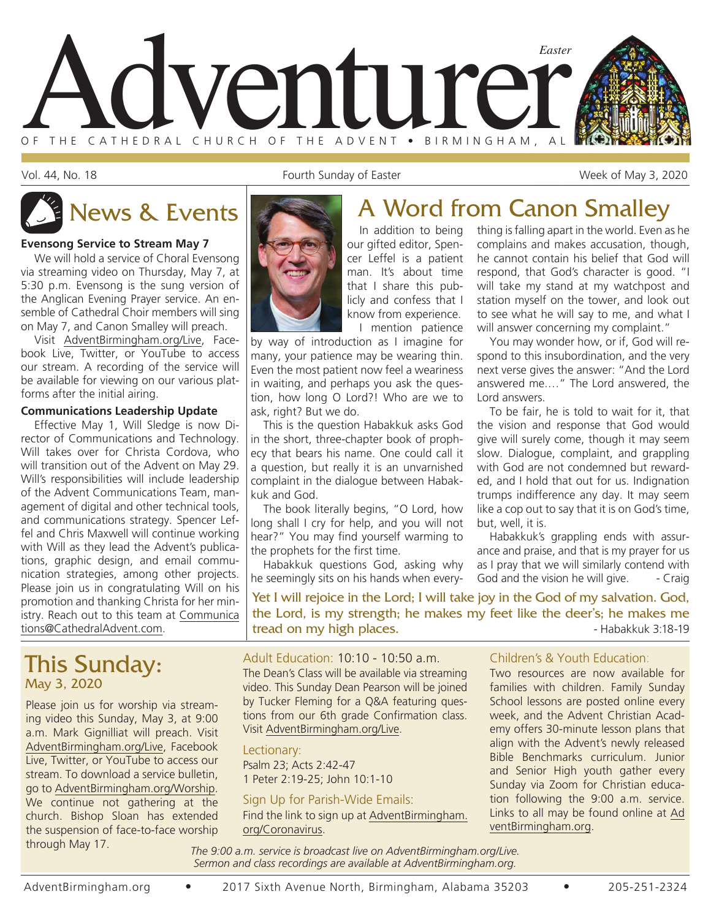# Adventurer

*Easter*

OF THE CATHEDRAL CHURCH OF THE ADVENT • BIRMINGHAM, AL

Vol. 44, No. 18 | Fourth Sunday of Easter | Week of May 3, 2020

## News & Events

**Evensong Service to Stream May 7**

We will hold a service of Choral Evensong via streaming video on Thursday, May 7, at 5:30 p.m. Evensong is the sung version of the Anglican Evening Prayer service. An ensemble of Cathedral Choir members will sing on May 7, and Canon Smalley will preach.

Visit AdventBirmingham.org/Live, Facebook Live, Twitter, or YouTube to access our stream. A recording of the service will be available for viewing on our various platforms after the initial airing.

**Communications Leadership Update**

Effective May 1, Will Sledge is now Director of Communications and Technology. Will takes over for Christa Cordova, who will transition out of the Advent on May 29. Will's responsibilities will include leadership of the Advent Communications Team, management of digital and other technical tools, and communications strategy. Spencer Leffel and Chris Maxwell will continue working with Will as they lead the Advent's publications, graphic design, and email communication strategies, among other projects. Please join us in congratulating Will on his promotion and thanking Christa for her ministry. Reach out to this team at Communications@CathedralAdvent.com.

## A Word from Canon Smalley

In addition to being our gifted editor, Spencer Leffel is a patient man. It's about time that I share this publicly and confess that I know from experience.

I mention patience by way of introduction as I imagine for many, your patience may be wearing thin. Even the most patient now feel a weariness in waiting, and perhaps you ask the question, how long O Lord?! Who are we to ask, right? But we do.

This is the question Habakkuk asks God in the short, three-chapter book of prophecy that bears his name. One could call it a question, but really it is an unvarnished complaint in the dialogue between Habakkuk and God.

The book literally begins, "O Lord, how long shall I cry for help, and you will not hear?" You may find yourself warming to the prophets for the first time.

Habakkuk questions God, asking why he seemingly sits on his hands when everything is falling apart in the world. Even as he complains and makes accusation, though, he cannot contain his belief that God will respond, that God's character is good. "I will take my stand at my watchpost and station myself on the tower, and look out to see what he will say to me, and what I will answer concerning my complaint."

You may wonder how, or if, God will respond to this insubordination, and the very next verse gives the answer: "And the Lord answered me…." The Lord answered, the Lord answers.

To be fair, he is told to wait for it, that the vision and response that God would give will surely come, though it may seem slow. Dialogue, complaint, and grappling with God are not condemned but rewarded, and I hold that out for us. Indignation trumps indifference any day. It may seem like a cop out to say that it is on God's time, but, well, it is.

Habakkuk's grappling ends with assurance and praise, and that is my prayer for us as I pray that we will similarly contend with God and the vision he will give. - Craig

**Yet I will rejoice in the Lord; I will take joy in the God of my salvation. God, the Lord, is my strength; he makes my feet like the deer's; he makes me tread on my high places.** - Habakkuk 3:18-19

## This Sunday: May 3, 2020

Please join us for worship via streaming video this Sunday, May 3, at 9:00 a.m. Mark Gignilliat will preach. Visit AdventBirmingham.org/Live, Facebook Live, Twitter, or YouTube to access our stream. To download a service bulletin, go to AdventBirmingham.org/Worship. We continue not gathering at the church. Bishop Sloan has extended the suspension of face-to-face worship through May 17.

**Adult Education:** 10:10 - 10:50 a.m.

The Dean's Class will be available via streaming video. This Sunday Dean Pearson will be joined by Tucker Fleming for a Q&A featuring questions from our 6th grade Confirmation class. Visit AdventBirmingham.org/Live.

**Lectionary:**

Psalm 23; Acts 2:42-47
1 Peter 2:19-25; John 10:1-10

**Sign Up for Parish-Wide Emails:**

Find the link to sign up at AdventBirmingham.org/Coronavirus.

**Children's & Youth Education:**

Two resources are now available for families with children. Family Sunday School lessons are posted online every week, and the Advent Christian Academy offers 30-minute lesson plans that align with the Advent's newly released Bible Benchmarks curriculum. Junior and Senior High youth gather every Sunday via Zoom for Christian education following the 9:00 a.m. service. Links to all may be found online at AdventBirmingham.org.

*The 9:00 a.m. service is broadcast live on AdventBirmingham.org/Live. Sermon and class recordings are available at AdventBirmingham.org.*

AdventBirmingham.org • 2017 Sixth Avenue North, Birmingham, Alabama 35203 • 205-251-2324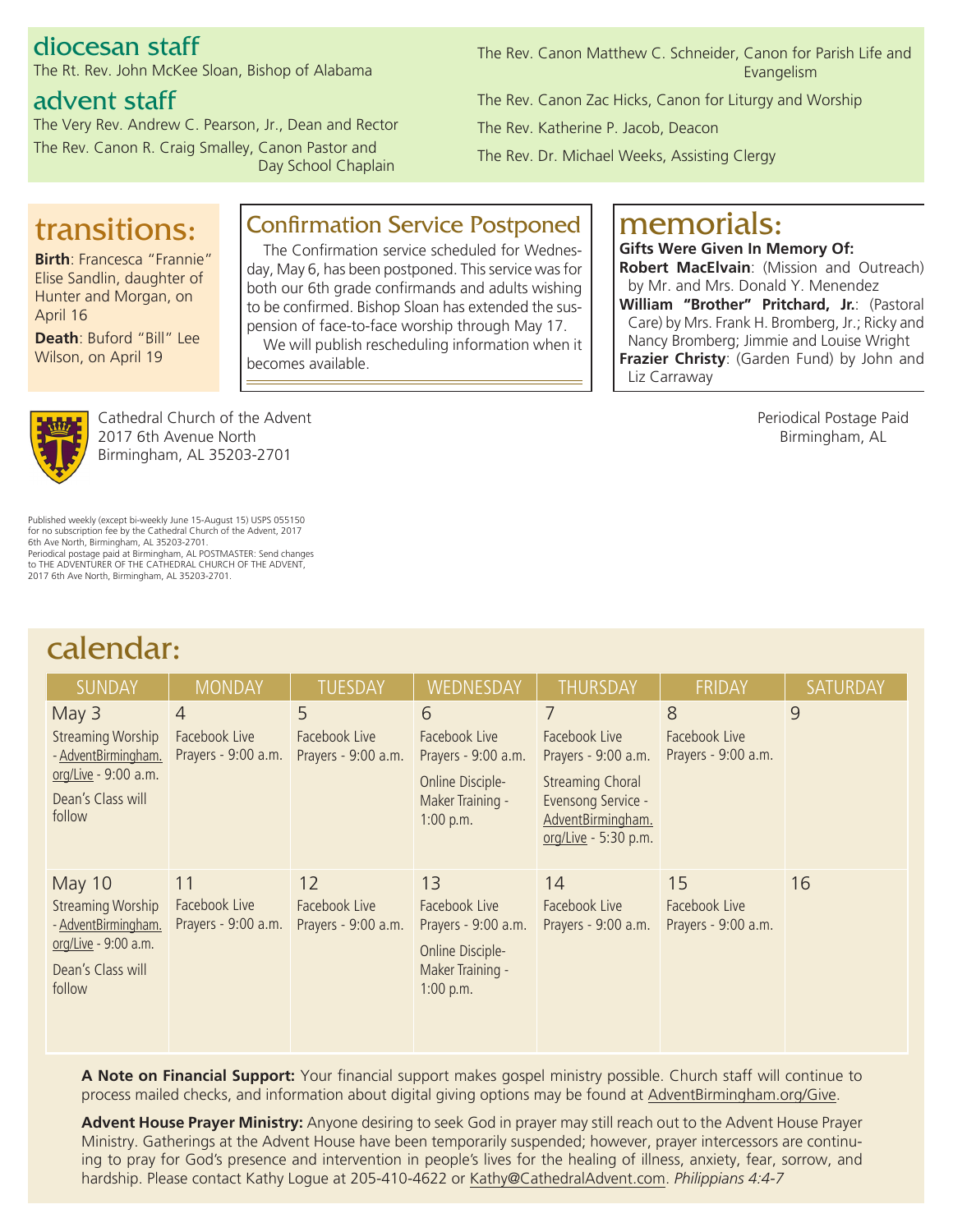## diocesan staff

The Rt. Rev. John McKee Sloan, Bishop of Alabama

## advent staff

The Very Rev. Andrew C. Pearson, Jr., Dean and Rector

The Rev. Canon R. Craig Smalley, Canon Pastor and Day School Chaplain

The Rev. Canon Matthew C. Schneider, Canon for Parish Life and Evangelism

The Rev. Canon Zac Hicks, Canon for Liturgy and Worship

The Rev. Katherine P. Jacob, Deacon

The Rev. Dr. Michael Weeks, Assisting Clergy

## transitions:

**Birth**: Francesca "Frannie" Elise Sandlin, daughter of Hunter and Morgan, on April 16

**Death**: Buford "Bill" Lee Wilson, on April 19

## Confirmation Service Postponed

The Confirmation service scheduled for Wednesday, May 6, has been postponed. This service was for both our 6th grade confirmands and adults wishing to be confirmed. Bishop Sloan has extended the suspension of face-to-face worship through May 17.

We will publish rescheduling information when it becomes available.

## memorials:

**Gifts Were Given In Memory Of:**

**Robert MacElvain**: (Mission and Outreach) by Mr. and Mrs. Donald Y. Menendez

**William "Brother" Pritchard, Jr.**: (Pastoral Care) by Mrs. Frank H. Bromberg, Jr.; Ricky and Nancy Bromberg; Jimmie and Louise Wright

**Frazier Christy**: (Garden Fund) by John and Liz Carraway

Cathedral Church of the Advent
2017 6th Avenue North
Birmingham, AL 35203-2701

Periodical Postage Paid
Birmingham, AL

Published weekly (except bi-weekly June 15-August 15) USPS 055150 for no subscription fee by the Cathedral Church of the Advent, 2017 6th Ave North, Birmingham, AL 35203-2701.
Periodical postage paid at Birmingham, AL POSTMASTER: Send changes to THE ADVENTURER OF THE CATHEDRAL CHURCH OF THE ADVENT, 2017 6th Ave North, Birmingham, AL 35203-2701.

## calendar:

| SUNDAY | MONDAY | TUESDAY | WEDNESDAY | THURSDAY | FRIDAY | SATURDAY |
|---|---|---|---|---|---|---|
| May 3 Streaming Worship - AdventBirmingham.org/Live - 9:00 a.m. Dean's Class will follow | 4 Facebook Live Prayers - 9:00 a.m. | 5 Facebook Live Prayers - 9:00 a.m. | 6 Facebook Live Prayers - 9:00 a.m. Online Disciple-Maker Training - 1:00 p.m. | 7 Facebook Live Prayers - 9:00 a.m. Streaming Choral Evensong Service - AdventBirmingham.org/Live - 5:30 p.m. | 8 Facebook Live Prayers - 9:00 a.m. | 9 |
| May 10 Streaming Worship - AdventBirmingham.org/Live - 9:00 a.m. Dean's Class will follow | 11 Facebook Live Prayers - 9:00 a.m. | 12 Facebook Live Prayers - 9:00 a.m. | 13 Facebook Live Prayers - 9:00 a.m. Online Disciple-Maker Training - 1:00 p.m. | 14 Facebook Live Prayers - 9:00 a.m. | 15 Facebook Live Prayers - 9:00 a.m. | 16 |

**A Note on Financial Support:** Your financial support makes gospel ministry possible. Church staff will continue to process mailed checks, and information about digital giving options may be found at AdventBirmingham.org/Give.

**Advent House Prayer Ministry:** Anyone desiring to seek God in prayer may still reach out to the Advent House Prayer Ministry. Gatherings at the Advent House have been temporarily suspended; however, prayer intercessors are continuing to pray for God's presence and intervention in people's lives for the healing of illness, anxiety, fear, sorrow, and hardship. Please contact Kathy Logue at 205-410-4622 or Kathy@CathedralAdvent.com. *Philippians 4:4-7*